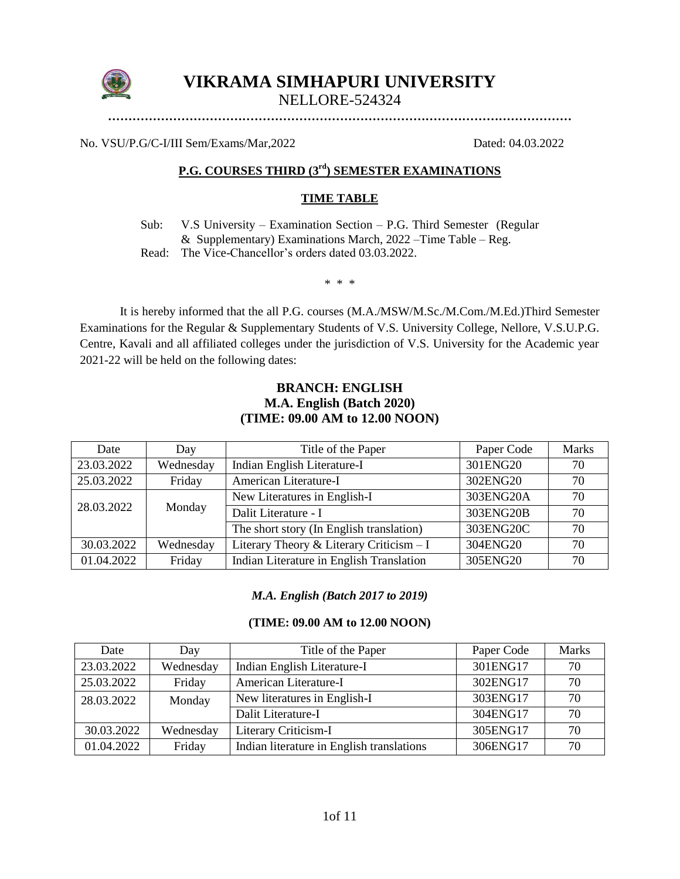# VIKRAMA SIMHAPURI UNIVERSITY

NELLORE-524324

No. VSU/P.G/C-I/III Sem/Exams/Mar,2022 Dated: 04.03.2022

## P.G. COURSES THIRD (3rd) SEMESTER EXAMINATIONS

### TIME TABLE

Sub: V.S University – Examination Section – P.G. Third Semester (Regular & Supplementary) Examinations March, 2022 –Time Table – Reg.

Read: The Vice-Chancellor's orders dated 03.03.2022.

\* \* \*

It is hereby informed that the all P.G. courses (M.A./MSW/M.Sc./M.Com./M.Ed.)Third Semester Examinations for the Regular & Supplementary Students of V.S. University College, Nellore, V.S.U.P.G. Centre, Kavali and all affiliated colleges under the jurisdiction of V.S. University for the Academic year 2021-22 will be held on the following dates:

**BRANCH: ENGLISH**
**M.A. English (Batch 2020)**
**(TIME: 09.00 AM to 12.00 NOON)**

| Date | Day | Title of the Paper | Paper Code | Marks |
|---|---|---|---|---|
| 23.03.2022 | Wednesday | Indian English Literature-I | 301ENG20 | 70 |
| 25.03.2022 | Friday | American Literature-I | 302ENG20 | 70 |
| 28.03.2022 | Monday | New Literatures in English-I | 303ENG20A | 70 |
| | | Dalit Literature - I | 303ENG20B | 70 |
| | | The short story (In English translation) | 303ENG20C | 70 |
| 30.03.2022 | Wednesday | Literary Theory & Literary Criticism – I | 304ENG20 | 70 |
| 01.04.2022 | Friday | Indian Literature in English Translation | 305ENG20 | 70 |

***M.A. English (Batch 2017 to 2019)***

**(TIME: 09.00 AM to 12.00 NOON)**

| Date | Day | Title of the Paper | Paper Code | Marks |
|---|---|---|---|---|
| 23.03.2022 | Wednesday | Indian English Literature-I | 301ENG17 | 70 |
| 25.03.2022 | Friday | American Literature-I | 302ENG17 | 70 |
| 28.03.2022 | Monday | New literatures in English-I | 303ENG17 | 70 |
| | | Dalit Literature-I | 304ENG17 | 70 |
| 30.03.2022 | Wednesday | Literary Criticism-I | 305ENG17 | 70 |
| 01.04.2022 | Friday | Indian literature in English translations | 306ENG17 | 70 |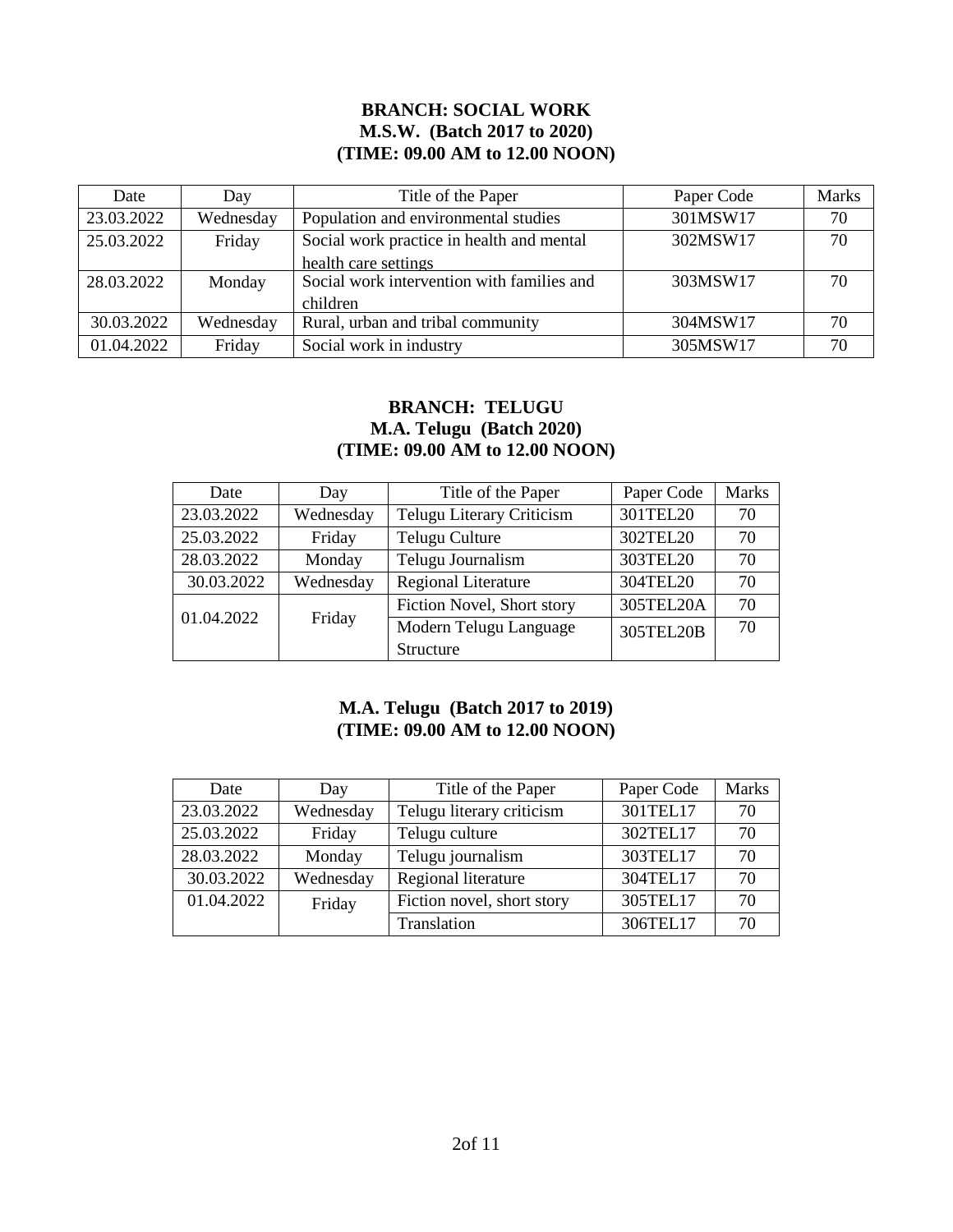**BRANCH: SOCIAL WORK**
**M.S.W. (Batch 2017 to 2020)**
**(TIME: 09.00 AM to 12.00 NOON)**

| Date | Day | Title of the Paper | Paper Code | Marks |
|---|---|---|---|---|
| 23.03.2022 | Wednesday | Population and environmental studies | 301MSW17 | 70 |
| 25.03.2022 | Friday | Social work practice in health and mental health care settings | 302MSW17 | 70 |
| 28.03.2022 | Monday | Social work intervention with families and children | 303MSW17 | 70 |
| 30.03.2022 | Wednesday | Rural, urban and tribal community | 304MSW17 | 70 |
| 01.04.2022 | Friday | Social work in industry | 305MSW17 | 70 |

**BRANCH: TELUGU**
**M.A. Telugu (Batch 2020)**
**(TIME: 09.00 AM to 12.00 NOON)**

| Date | Day | Title of the Paper | Paper Code | Marks |
|---|---|---|---|---|
| 23.03.2022 | Wednesday | Telugu Literary Criticism | 301TEL20 | 70 |
| 25.03.2022 | Friday | Telugu Culture | 302TEL20 | 70 |
| 28.03.2022 | Monday | Telugu Journalism | 303TEL20 | 70 |
| 30.03.2022 | Wednesday | Regional Literature | 304TEL20 | 70 |
| 01.04.2022 | Friday | Fiction Novel, Short story | 305TEL20A | 70 |
| | | Modern Telugu Language Structure | 305TEL20B | 70 |

**M.A. Telugu (Batch 2017 to 2019)**
**(TIME: 09.00 AM to 12.00 NOON)**

| Date | Day | Title of the Paper | Paper Code | Marks |
|---|---|---|---|---|
| 23.03.2022 | Wednesday | Telugu literary criticism | 301TEL17 | 70 |
| 25.03.2022 | Friday | Telugu culture | 302TEL17 | 70 |
| 28.03.2022 | Monday | Telugu journalism | 303TEL17 | 70 |
| 30.03.2022 | Wednesday | Regional literature | 304TEL17 | 70 |
| 01.04.2022 | Friday | Fiction novel, short story | 305TEL17 | 70 |
| | | Translation | 306TEL17 | 70 |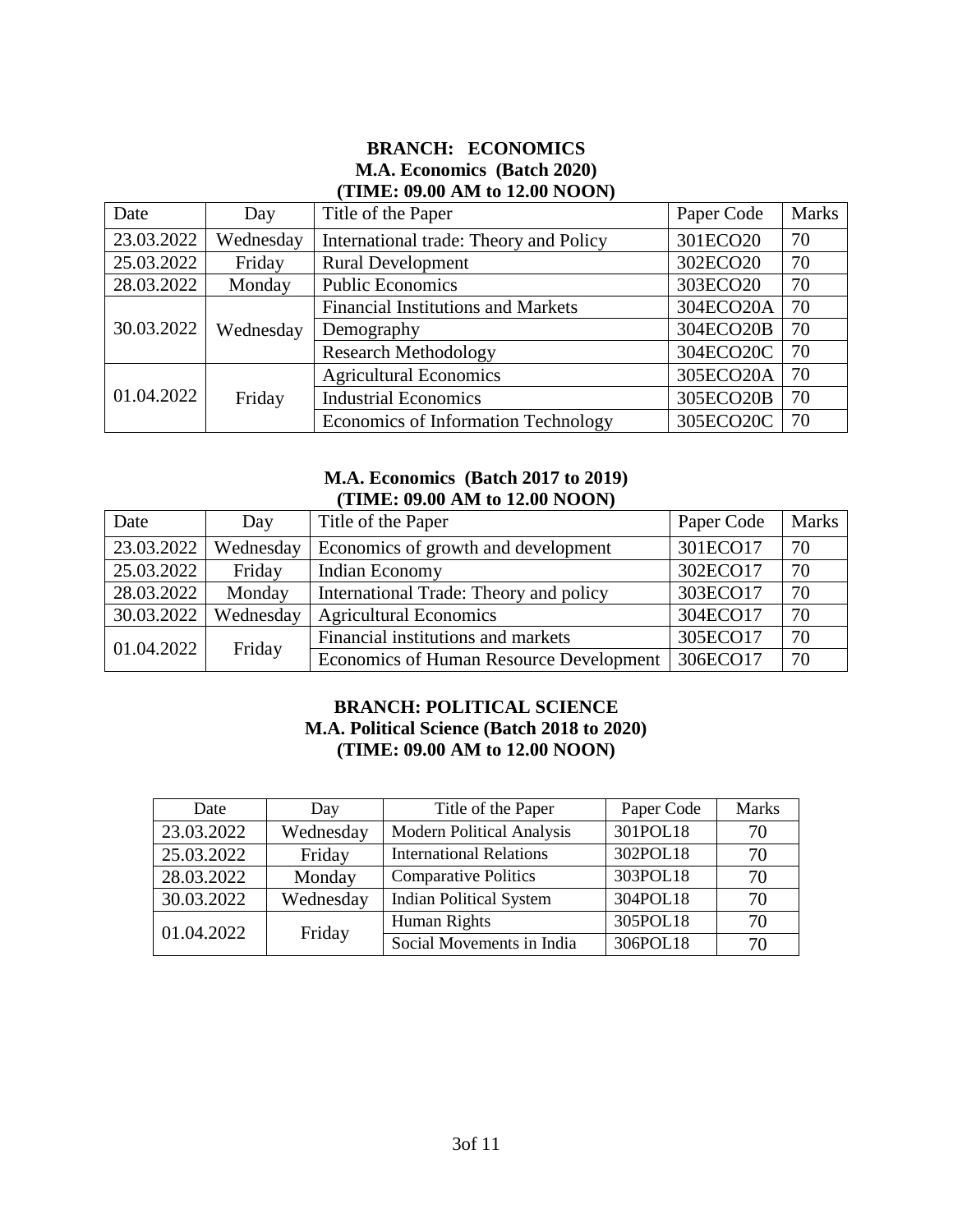## BRANCH: ECONOMICS

### M.A. Economics (Batch 2020)

**(TIME: 09.00 AM to 12.00 NOON)**

| Date | Day | Title of the Paper | Paper Code | Marks |
|---|---|---|---|---|
| 23.03.2022 | Wednesday | International trade: Theory and Policy | 301ECO20 | 70 |
| 25.03.2022 | Friday | Rural Development | 302ECO20 | 70 |
| 28.03.2022 | Monday | Public Economics | 303ECO20 | 70 |
| 30.03.2022 | Wednesday | Financial Institutions and Markets | 304ECO20A | 70 |
| | | Demography | 304ECO20B | 70 |
| | | Research Methodology | 304ECO20C | 70 |
| 01.04.2022 | Friday | Agricultural Economics | 305ECO20A | 70 |
| | | Industrial Economics | 305ECO20B | 70 |
| | | Economics of Information Technology | 305ECO20C | 70 |

### M.A. Economics (Batch 2017 to 2019)

**(TIME: 09.00 AM to 12.00 NOON)**

| Date | Day | Title of the Paper | Paper Code | Marks |
|---|---|---|---|---|
| 23.03.2022 | Wednesday | Economics of growth and development | 301ECO17 | 70 |
| 25.03.2022 | Friday | Indian Economy | 302ECO17 | 70 |
| 28.03.2022 | Monday | International Trade: Theory and policy | 303ECO17 | 70 |
| 30.03.2022 | Wednesday | Agricultural Economics | 304ECO17 | 70 |
| 01.04.2022 | Friday | Financial institutions and markets | 305ECO17 | 70 |
| | | Economics of Human Resource Development | 306ECO17 | 70 |

## BRANCH: POLITICAL SCIENCE

### M.A. Political Science (Batch 2018 to 2020)

**(TIME: 09.00 AM to 12.00 NOON)**

| Date | Day | Title of the Paper | Paper Code | Marks |
|---|---|---|---|---|
| 23.03.2022 | Wednesday | Modern Political Analysis | 301POL18 | 70 |
| 25.03.2022 | Friday | International Relations | 302POL18 | 70 |
| 28.03.2022 | Monday | Comparative Politics | 303POL18 | 70 |
| 30.03.2022 | Wednesday | Indian Political System | 304POL18 | 70 |
| 01.04.2022 | Friday | Human Rights | 305POL18 | 70 |
| | | Social Movements in India | 306POL18 | 70 |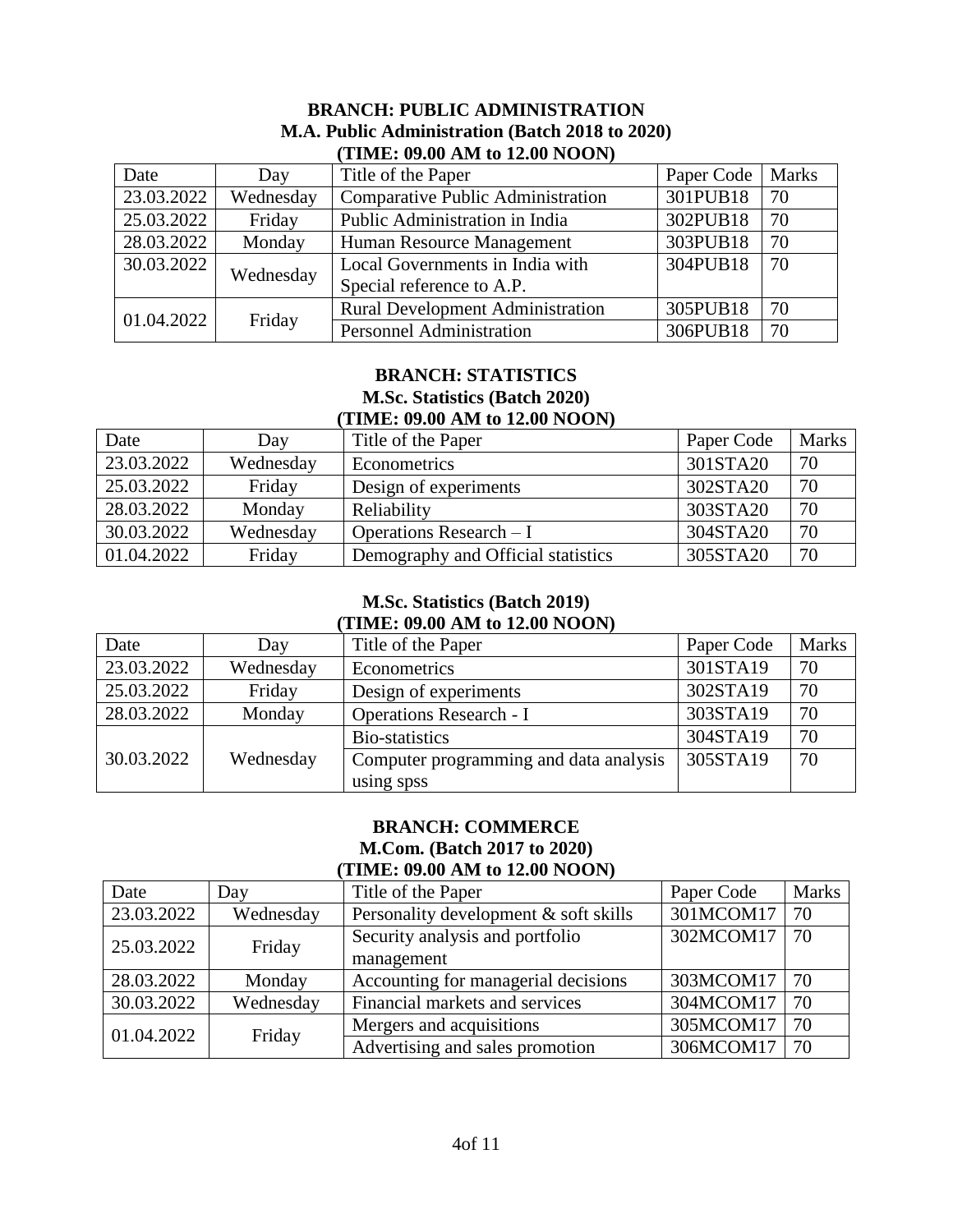**BRANCH: PUBLIC ADMINISTRATION**
**M.A. Public Administration (Batch 2018 to 2020)**
**(TIME: 09.00 AM to 12.00 NOON)**

| Date | Day | Title of the Paper | Paper Code | Marks |
|---|---|---|---|---|
| 23.03.2022 | Wednesday | Comparative Public Administration | 301PUB18 | 70 |
| 25.03.2022 | Friday | Public Administration in India | 302PUB18 | 70 |
| 28.03.2022 | Monday | Human Resource Management | 303PUB18 | 70 |
| 30.03.2022 | Wednesday | Local Governments in India with Special reference to A.P. | 304PUB18 | 70 |
| 01.04.2022 | Friday | Rural Development Administration | 305PUB18 | 70 |
| | | Personnel Administration | 306PUB18 | 70 |

**BRANCH: STATISTICS**
**M.Sc. Statistics (Batch 2020)**
**(TIME: 09.00 AM to 12.00 NOON)**

| Date | Day | Title of the Paper | Paper Code | Marks |
|---|---|---|---|---|
| 23.03.2022 | Wednesday | Econometrics | 301STA20 | 70 |
| 25.03.2022 | Friday | Design of experiments | 302STA20 | 70 |
| 28.03.2022 | Monday | Reliability | 303STA20 | 70 |
| 30.03.2022 | Wednesday | Operations Research – I | 304STA20 | 70 |
| 01.04.2022 | Friday | Demography and Official statistics | 305STA20 | 70 |

**M.Sc. Statistics (Batch 2019)**
**(TIME: 09.00 AM to 12.00 NOON)**

| Date | Day | Title of the Paper | Paper Code | Marks |
|---|---|---|---|---|
| 23.03.2022 | Wednesday | Econometrics | 301STA19 | 70 |
| 25.03.2022 | Friday | Design of experiments | 302STA19 | 70 |
| 28.03.2022 | Monday | Operations Research - I | 303STA19 | 70 |
| 30.03.2022 | Wednesday | Bio-statistics | 304STA19 | 70 |
| | | Computer programming and data analysis using spss | 305STA19 | 70 |

**BRANCH: COMMERCE**
**M.Com. (Batch 2017 to 2020)**
**(TIME: 09.00 AM to 12.00 NOON)**

| Date | Day | Title of the Paper | Paper Code | Marks |
|---|---|---|---|---|
| 23.03.2022 | Wednesday | Personality development & soft skills | 301MCOM17 | 70 |
| 25.03.2022 | Friday | Security analysis and portfolio management | 302MCOM17 | 70 |
| 28.03.2022 | Monday | Accounting for managerial decisions | 303MCOM17 | 70 |
| 30.03.2022 | Wednesday | Financial markets and services | 304MCOM17 | 70 |
| 01.04.2022 | Friday | Mergers and acquisitions | 305MCOM17 | 70 |
| | | Advertising and sales promotion | 306MCOM17 | 70 |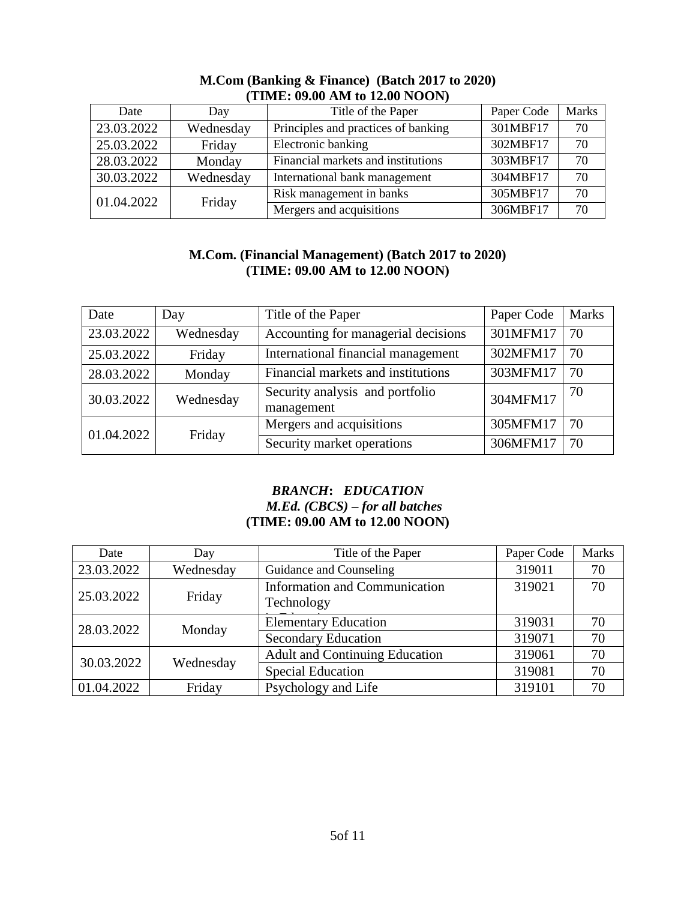**M.Com (Banking & Finance) (Batch 2017 to 2020)**
**(TIME: 09.00 AM to 12.00 NOON)**

| Date | Day | Title of the Paper | Paper Code | Marks |
|---|---|---|---|---|
| 23.03.2022 | Wednesday | Principles and practices of banking | 301MBF17 | 70 |
| 25.03.2022 | Friday | Electronic banking | 302MBF17 | 70 |
| 28.03.2022 | Monday | Financial markets and institutions | 303MBF17 | 70 |
| 30.03.2022 | Wednesday | International bank management | 304MBF17 | 70 |
| 01.04.2022 | Friday | Risk management in banks | 305MBF17 | 70 |
| | | Mergers and acquisitions | 306MBF17 | 70 |

**M.Com. (Financial Management) (Batch 2017 to 2020)**
**(TIME: 09.00 AM to 12.00 NOON)**

| Date | Day | Title of the Paper | Paper Code | Marks |
|---|---|---|---|---|
| 23.03.2022 | Wednesday | Accounting for managerial decisions | 301MFM17 | 70 |
| 25.03.2022 | Friday | International financial management | 302MFM17 | 70 |
| 28.03.2022 | Monday | Financial markets and institutions | 303MFM17 | 70 |
| 30.03.2022 | Wednesday | Security analysis and portfolio management | 304MFM17 | 70 |
| 01.04.2022 | Friday | Mergers and acquisitions | 305MFM17 | 70 |
| | | Security market operations | 306MFM17 | 70 |

***BRANCH*: *EDUCATION***
***M.Ed. (CBCS) – for all batches***
**(TIME: 09.00 AM to 12.00 NOON)**

| Date | Day | Title of the Paper | Paper Code | Marks |
|---|---|---|---|---|
| 23.03.2022 | Wednesday | Guidance and Counseling | 319011 | 70 |
| 25.03.2022 | Friday | Information and Communication Technology | 319021 | 70 |
| 28.03.2022 | Monday | Elementary Education | 319031 | 70 |
| | | Secondary Education | 319071 | 70 |
| 30.03.2022 | Wednesday | Adult and Continuing Education | 319061 | 70 |
| | | Special Education | 319081 | 70 |
| 01.04.2022 | Friday | Psychology and Life | 319101 | 70 |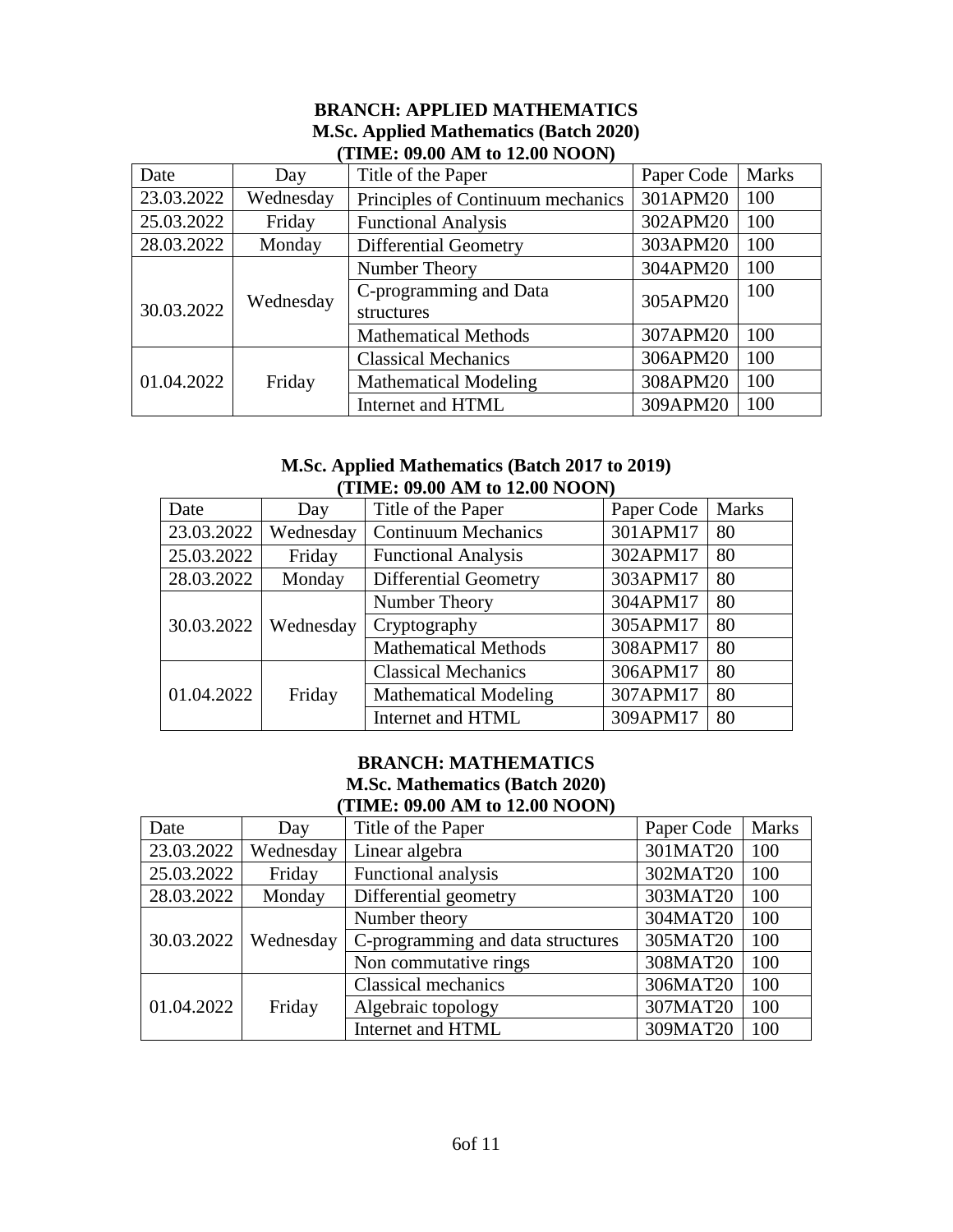**BRANCH: APPLIED MATHEMATICS**

**M.Sc. Applied Mathematics (Batch 2020)**

**(TIME: 09.00 AM to 12.00 NOON)**

| Date | Day | Title of the Paper | Paper Code | Marks |
|---|---|---|---|---|
| 23.03.2022 | Wednesday | Principles of Continuum mechanics | 301APM20 | 100 |
| 25.03.2022 | Friday | Functional Analysis | 302APM20 | 100 |
| 28.03.2022 | Monday | Differential Geometry | 303APM20 | 100 |
| 30.03.2022 | Wednesday | Number Theory | 304APM20 | 100 |
| | | C-programming and Data structures | 305APM20 | 100 |
| | | Mathematical Methods | 307APM20 | 100 |
| 01.04.2022 | Friday | Classical Mechanics | 306APM20 | 100 |
| | | Mathematical Modeling | 308APM20 | 100 |
| | | Internet and HTML | 309APM20 | 100 |

**M.Sc. Applied Mathematics (Batch 2017 to 2019)**

**(TIME: 09.00 AM to 12.00 NOON)**

| Date | Day | Title of the Paper | Paper Code | Marks |
|---|---|---|---|---|
| 23.03.2022 | Wednesday | Continuum Mechanics | 301APM17 | 80 |
| 25.03.2022 | Friday | Functional Analysis | 302APM17 | 80 |
| 28.03.2022 | Monday | Differential Geometry | 303APM17 | 80 |
| 30.03.2022 | Wednesday | Number Theory | 304APM17 | 80 |
| | | Cryptography | 305APM17 | 80 |
| | | Mathematical Methods | 308APM17 | 80 |
| 01.04.2022 | Friday | Classical Mechanics | 306APM17 | 80 |
| | | Mathematical Modeling | 307APM17 | 80 |
| | | Internet and HTML | 309APM17 | 80 |

**BRANCH: MATHEMATICS**

**M.Sc. Mathematics (Batch 2020)**

**(TIME: 09.00 AM to 12.00 NOON)**

| Date | Day | Title of the Paper | Paper Code | Marks |
|---|---|---|---|---|
| 23.03.2022 | Wednesday | Linear algebra | 301MAT20 | 100 |
| 25.03.2022 | Friday | Functional analysis | 302MAT20 | 100 |
| 28.03.2022 | Monday | Differential geometry | 303MAT20 | 100 |
| 30.03.2022 | Wednesday | Number theory | 304MAT20 | 100 |
| | | C-programming and data structures | 305MAT20 | 100 |
| | | Non commutative rings | 308MAT20 | 100 |
| 01.04.2022 | Friday | Classical mechanics | 306MAT20 | 100 |
| | | Algebraic topology | 307MAT20 | 100 |
| | | Internet and HTML | 309MAT20 | 100 |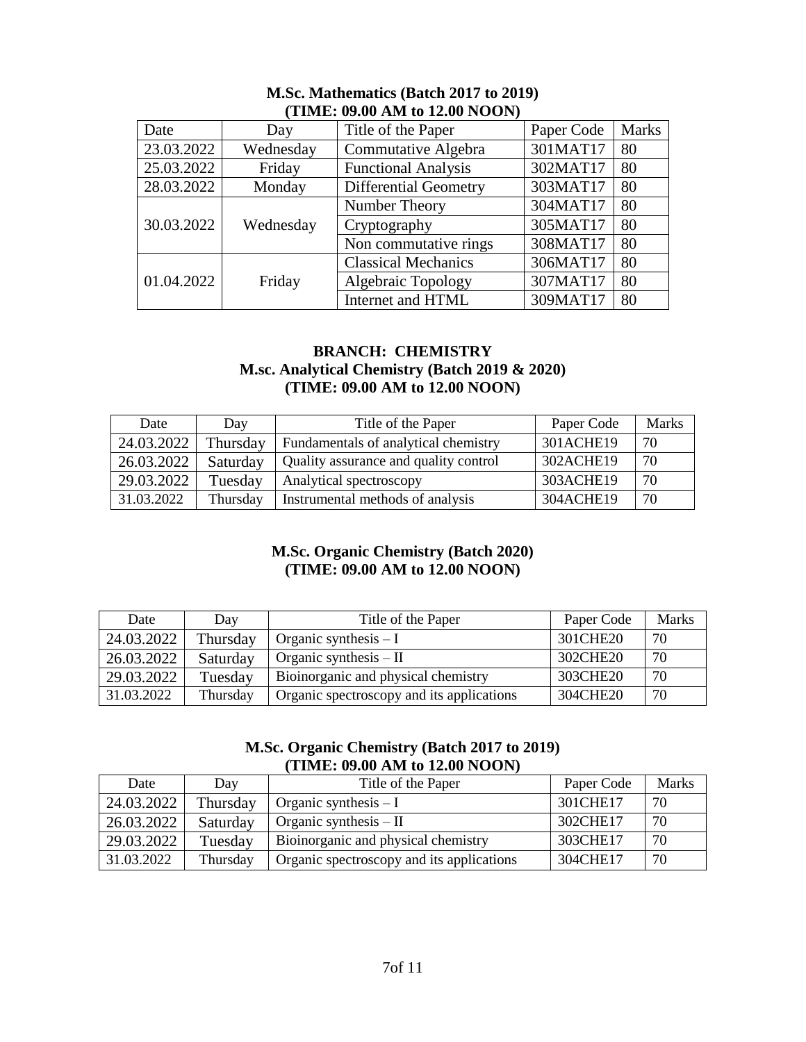**M.Sc. Mathematics (Batch 2017 to 2019)**
**(TIME: 09.00 AM to 12.00 NOON)**

| Date | Day | Title of the Paper | Paper Code | Marks |
|---|---|---|---|---|
| 23.03.2022 | Wednesday | Commutative Algebra | 301MAT17 | 80 |
| 25.03.2022 | Friday | Functional Analysis | 302MAT17 | 80 |
| 28.03.2022 | Monday | Differential Geometry | 303MAT17 | 80 |
| 30.03.2022 | Wednesday | Number Theory | 304MAT17 | 80 |
| | | Cryptography | 305MAT17 | 80 |
| | | Non commutative rings | 308MAT17 | 80 |
| 01.04.2022 | Friday | Classical Mechanics | 306MAT17 | 80 |
| | | Algebraic Topology | 307MAT17 | 80 |
| | | Internet and HTML | 309MAT17 | 80 |

**BRANCH: CHEMISTRY**
**M.sc. Analytical Chemistry (Batch 2019 & 2020)**
**(TIME: 09.00 AM to 12.00 NOON)**

| Date | Day | Title of the Paper | Paper Code | Marks |
|---|---|---|---|---|
| 24.03.2022 | Thursday | Fundamentals of analytical chemistry | 301ACHE19 | 70 |
| 26.03.2022 | Saturday | Quality assurance and quality control | 302ACHE19 | 70 |
| 29.03.2022 | Tuesday | Analytical spectroscopy | 303ACHE19 | 70 |
| 31.03.2022 | Thursday | Instrumental methods of analysis | 304ACHE19 | 70 |

**M.Sc. Organic Chemistry (Batch 2020)**
**(TIME: 09.00 AM to 12.00 NOON)**

| Date | Day | Title of the Paper | Paper Code | Marks |
|---|---|---|---|---|
| 24.03.2022 | Thursday | Organic synthesis – I | 301CHE20 | 70 |
| 26.03.2022 | Saturday | Organic synthesis – II | 302CHE20 | 70 |
| 29.03.2022 | Tuesday | Bioinorganic and physical chemistry | 303CHE20 | 70 |
| 31.03.2022 | Thursday | Organic spectroscopy and its applications | 304CHE20 | 70 |

**M.Sc. Organic Chemistry (Batch 2017 to 2019)**
**(TIME: 09.00 AM to 12.00 NOON)**

| Date | Day | Title of the Paper | Paper Code | Marks |
|---|---|---|---|---|
| 24.03.2022 | Thursday | Organic synthesis – I | 301CHE17 | 70 |
| 26.03.2022 | Saturday | Organic synthesis – II | 302CHE17 | 70 |
| 29.03.2022 | Tuesday | Bioinorganic and physical chemistry | 303CHE17 | 70 |
| 31.03.2022 | Thursday | Organic spectroscopy and its applications | 304CHE17 | 70 |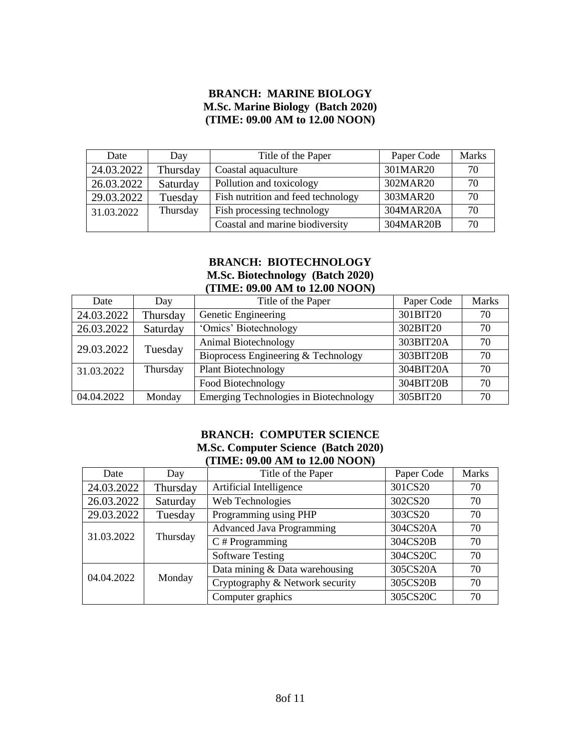**BRANCH: MARINE BIOLOGY**
**M.Sc. Marine Biology (Batch 2020)**
**(TIME: 09.00 AM to 12.00 NOON)**

| Date | Day | Title of the Paper | Paper Code | Marks |
|---|---|---|---|---|
| 24.03.2022 | Thursday | Coastal aquaculture | 301MAR20 | 70 |
| 26.03.2022 | Saturday | Pollution and toxicology | 302MAR20 | 70 |
| 29.03.2022 | Tuesday | Fish nutrition and feed technology | 303MAR20 | 70 |
| 31.03.2022 | Thursday | Fish processing technology | 304MAR20A | 70 |
| | | Coastal and marine biodiversity | 304MAR20B | 70 |

**BRANCH: BIOTECHNOLOGY**
**M.Sc. Biotechnology (Batch 2020)**
**(TIME: 09.00 AM to 12.00 NOON)**

| Date | Day | Title of the Paper | Paper Code | Marks |
|---|---|---|---|---|
| 24.03.2022 | Thursday | Genetic Engineering | 301BIT20 | 70 |
| 26.03.2022 | Saturday | 'Omics' Biotechnology | 302BIT20 | 70 |
| 29.03.2022 | Tuesday | Animal Biotechnology | 303BIT20A | 70 |
| | | Bioprocess Engineering & Technology | 303BIT20B | 70 |
| 31.03.2022 | Thursday | Plant Biotechnology | 304BIT20A | 70 |
| | | Food Biotechnology | 304BIT20B | 70 |
| 04.04.2022 | Monday | Emerging Technologies in Biotechnology | 305BIT20 | 70 |

**BRANCH: COMPUTER SCIENCE**
**M.Sc. Computer Science (Batch 2020)**
**(TIME: 09.00 AM to 12.00 NOON)**

| Date | Day | Title of the Paper | Paper Code | Marks |
|---|---|---|---|---|
| 24.03.2022 | Thursday | Artificial Intelligence | 301CS20 | 70 |
| 26.03.2022 | Saturday | Web Technologies | 302CS20 | 70 |
| 29.03.2022 | Tuesday | Programming using PHP | 303CS20 | 70 |
| 31.03.2022 | Thursday | Advanced Java Programming | 304CS20A | 70 |
| | | C # Programming | 304CS20B | 70 |
| | | Software Testing | 304CS20C | 70 |
| 04.04.2022 | Monday | Data mining & Data warehousing | 305CS20A | 70 |
| | | Cryptography & Network security | 305CS20B | 70 |
| | | Computer graphics | 305CS20C | 70 |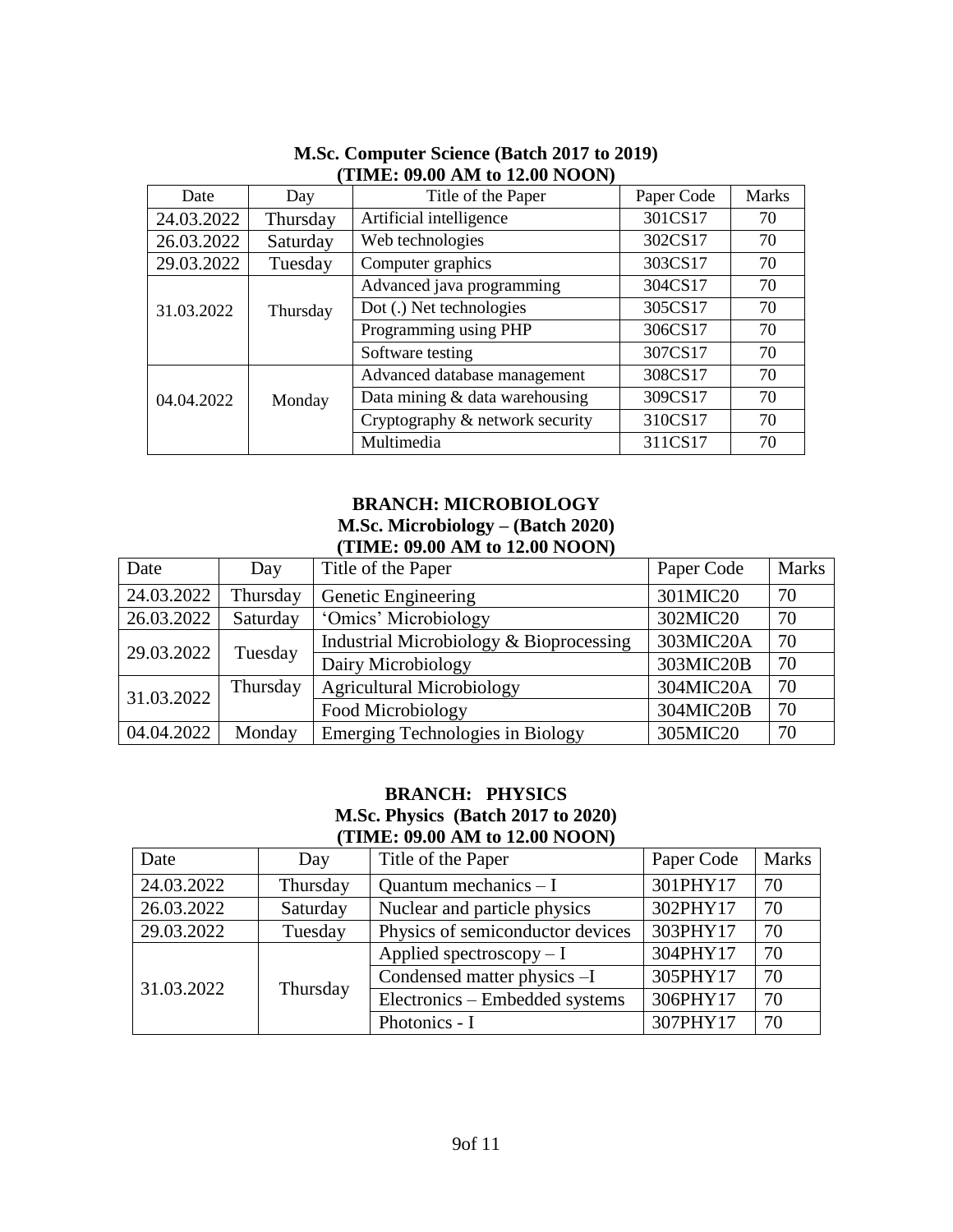**M.Sc. Computer Science (Batch 2017 to 2019)**
**(TIME: 09.00 AM to 12.00 NOON)**

| Date | Day | Title of the Paper | Paper Code | Marks |
|---|---|---|---|---|
| 24.03.2022 | Thursday | Artificial intelligence | 301CS17 | 70 |
| 26.03.2022 | Saturday | Web technologies | 302CS17 | 70 |
| 29.03.2022 | Tuesday | Computer graphics | 303CS17 | 70 |
| 31.03.2022 | Thursday | Advanced java programming | 304CS17 | 70 |
| | | Dot (.) Net technologies | 305CS17 | 70 |
| | | Programming using PHP | 306CS17 | 70 |
| | | Software testing | 307CS17 | 70 |
| 04.04.2022 | Monday | Advanced database management | 308CS17 | 70 |
| | | Data mining & data warehousing | 309CS17 | 70 |
| | | Cryptography & network security | 310CS17 | 70 |
| | | Multimedia | 311CS17 | 70 |

**BRANCH: MICROBIOLOGY**
**M.Sc. Microbiology – (Batch 2020)**
**(TIME: 09.00 AM to 12.00 NOON)**

| Date | Day | Title of the Paper | Paper Code | Marks |
|---|---|---|---|---|
| 24.03.2022 | Thursday | Genetic Engineering | 301MIC20 | 70 |
| 26.03.2022 | Saturday | 'Omics' Microbiology | 302MIC20 | 70 |
| 29.03.2022 | Tuesday | Industrial Microbiology & Bioprocessing | 303MIC20A | 70 |
| | | Dairy Microbiology | 303MIC20B | 70 |
| 31.03.2022 | Thursday | Agricultural Microbiology | 304MIC20A | 70 |
| | | Food Microbiology | 304MIC20B | 70 |
| 04.04.2022 | Monday | Emerging Technologies in Biology | 305MIC20 | 70 |

**BRANCH: PHYSICS**
**M.Sc. Physics (Batch 2017 to 2020)**
**(TIME: 09.00 AM to 12.00 NOON)**

| Date | Day | Title of the Paper | Paper Code | Marks |
|---|---|---|---|---|
| 24.03.2022 | Thursday | Quantum mechanics – I | 301PHY17 | 70 |
| 26.03.2022 | Saturday | Nuclear and particle physics | 302PHY17 | 70 |
| 29.03.2022 | Tuesday | Physics of semiconductor devices | 303PHY17 | 70 |
| 31.03.2022 | Thursday | Applied spectroscopy – I | 304PHY17 | 70 |
| | | Condensed matter physics –I | 305PHY17 | 70 |
| | | Electronics – Embedded systems | 306PHY17 | 70 |
| | | Photonics - I | 307PHY17 | 70 |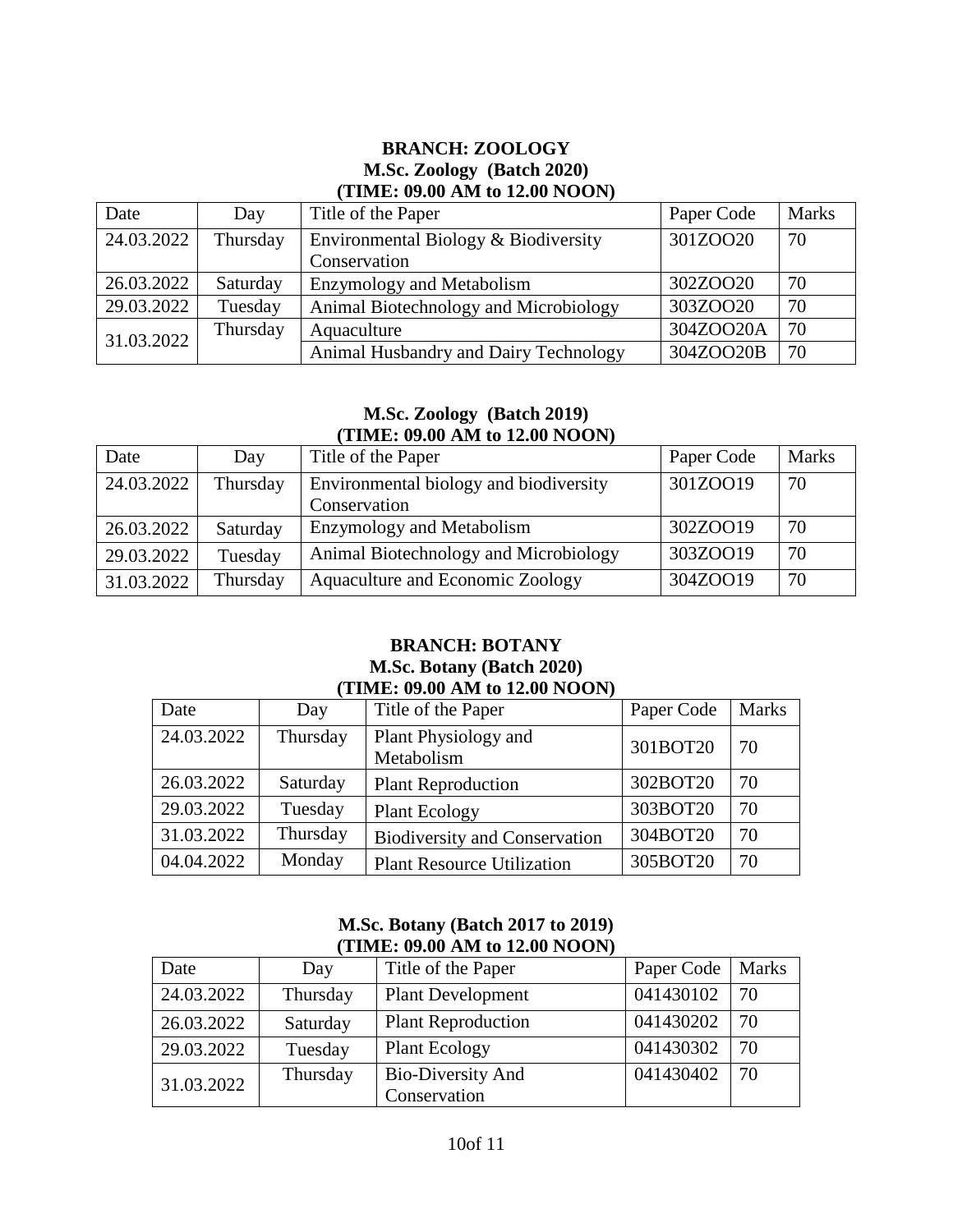**BRANCH: ZOOLOGY**

**M.Sc. Zoology (Batch 2020)**

**(TIME: 09.00 AM to 12.00 NOON)**

| Date | Day | Title of the Paper | Paper Code | Marks |
|---|---|---|---|---|
| 24.03.2022 | Thursday | Environmental Biology & Biodiversity Conservation | 301ZOO20 | 70 |
| 26.03.2022 | Saturday | Enzymology and Metabolism | 302ZOO20 | 70 |
| 29.03.2022 | Tuesday | Animal Biotechnology and Microbiology | 303ZOO20 | 70 |
| 31.03.2022 | Thursday | Aquaculture | 304ZOO20A | 70 |
| | | Animal Husbandry and Dairy Technology | 304ZOO20B | 70 |

**M.Sc. Zoology (Batch 2019)**

**(TIME: 09.00 AM to 12.00 NOON)**

| Date | Day | Title of the Paper | Paper Code | Marks |
|---|---|---|---|---|
| 24.03.2022 | Thursday | Environmental biology and biodiversity Conservation | 301ZOO19 | 70 |
| 26.03.2022 | Saturday | Enzymology and Metabolism | 302ZOO19 | 70 |
| 29.03.2022 | Tuesday | Animal Biotechnology and Microbiology | 303ZOO19 | 70 |
| 31.03.2022 | Thursday | Aquaculture and Economic Zoology | 304ZOO19 | 70 |

**BRANCH: BOTANY**

**M.Sc. Botany (Batch 2020)**

**(TIME: 09.00 AM to 12.00 NOON)**

| Date | Day | Title of the Paper | Paper Code | Marks |
|---|---|---|---|---|
| 24.03.2022 | Thursday | Plant Physiology and Metabolism | 301BOT20 | 70 |
| 26.03.2022 | Saturday | Plant Reproduction | 302BOT20 | 70 |
| 29.03.2022 | Tuesday | Plant Ecology | 303BOT20 | 70 |
| 31.03.2022 | Thursday | Biodiversity and Conservation | 304BOT20 | 70 |
| 04.04.2022 | Monday | Plant Resource Utilization | 305BOT20 | 70 |

**M.Sc. Botany (Batch 2017 to 2019)**

**(TIME: 09.00 AM to 12.00 NOON)**

| Date | Day | Title of the Paper | Paper Code | Marks |
|---|---|---|---|---|
| 24.03.2022 | Thursday | Plant Development | 041430102 | 70 |
| 26.03.2022 | Saturday | Plant Reproduction | 041430202 | 70 |
| 29.03.2022 | Tuesday | Plant Ecology | 041430302 | 70 |
| 31.03.2022 | Thursday | Bio-Diversity And Conservation | 041430402 | 70 |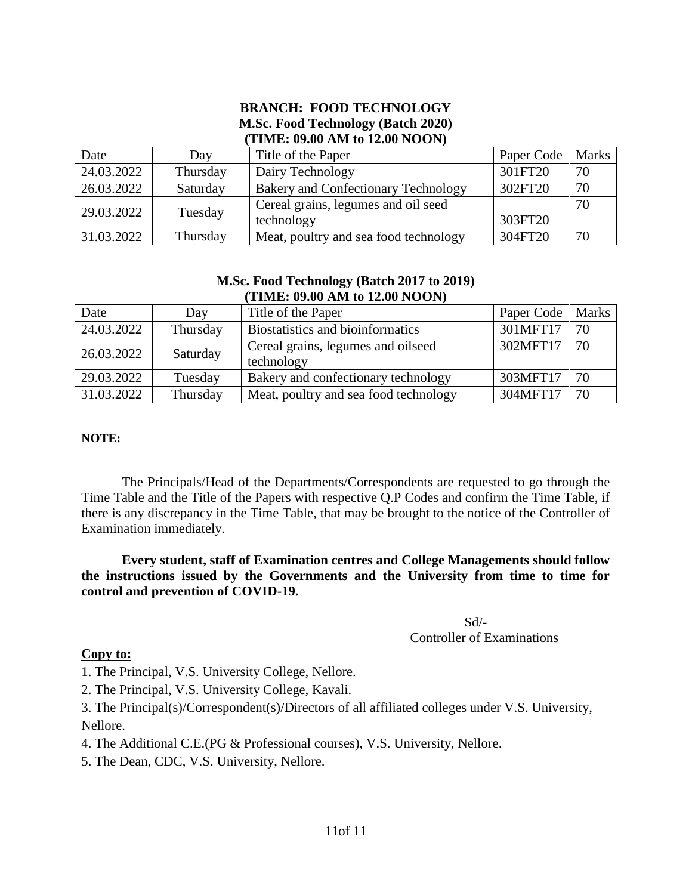**BRANCH: FOOD TECHNOLOGY**
**M.Sc. Food Technology (Batch 2020)**
**(TIME: 09.00 AM to 12.00 NOON)**

| Date | Day | Title of the Paper | Paper Code | Marks |
|---|---|---|---|---|
| 24.03.2022 | Thursday | Dairy Technology | 301FT20 | 70 |
| 26.03.2022 | Saturday | Bakery and Confectionary Technology | 302FT20 | 70 |
| 29.03.2022 | Tuesday | Cereal grains, legumes and oil seed technology | 303FT20 | 70 |
| 31.03.2022 | Thursday | Meat, poultry and sea food technology | 304FT20 | 70 |

**M.Sc. Food Technology (Batch 2017 to 2019)**
**(TIME: 09.00 AM to 12.00 NOON)**

| Date | Day | Title of the Paper | Paper Code | Marks |
|---|---|---|---|---|
| 24.03.2022 | Thursday | Biostatistics and bioinformatics | 301MFT17 | 70 |
| 26.03.2022 | Saturday | Cereal grains, legumes and oilseed technology | 302MFT17 | 70 |
| 29.03.2022 | Tuesday | Bakery and confectionary technology | 303MFT17 | 70 |
| 31.03.2022 | Thursday | Meat, poultry and sea food technology | 304MFT17 | 70 |

**NOTE:**

The Principals/Head of the Departments/Correspondents are requested to go through the Time Table and the Title of the Papers with respective Q.P Codes and confirm the Time Table, if there is any discrepancy in the Time Table, that may be brought to the notice of the Controller of Examination immediately.

**Every student, staff of Examination centres and College Managements should follow the instructions issued by the Governments and the University from time to time for control and prevention of COVID-19.**

Sd/-
Controller of Examinations

**Copy to:**

1. The Principal, V.S. University College, Nellore.
2. The Principal, V.S. University College, Kavali.
3. The Principal(s)/Correspondent(s)/Directors of all affiliated colleges under V.S. University, Nellore.
4. The Additional C.E.(PG & Professional courses), V.S. University, Nellore.
5. The Dean, CDC, V.S. University, Nellore.